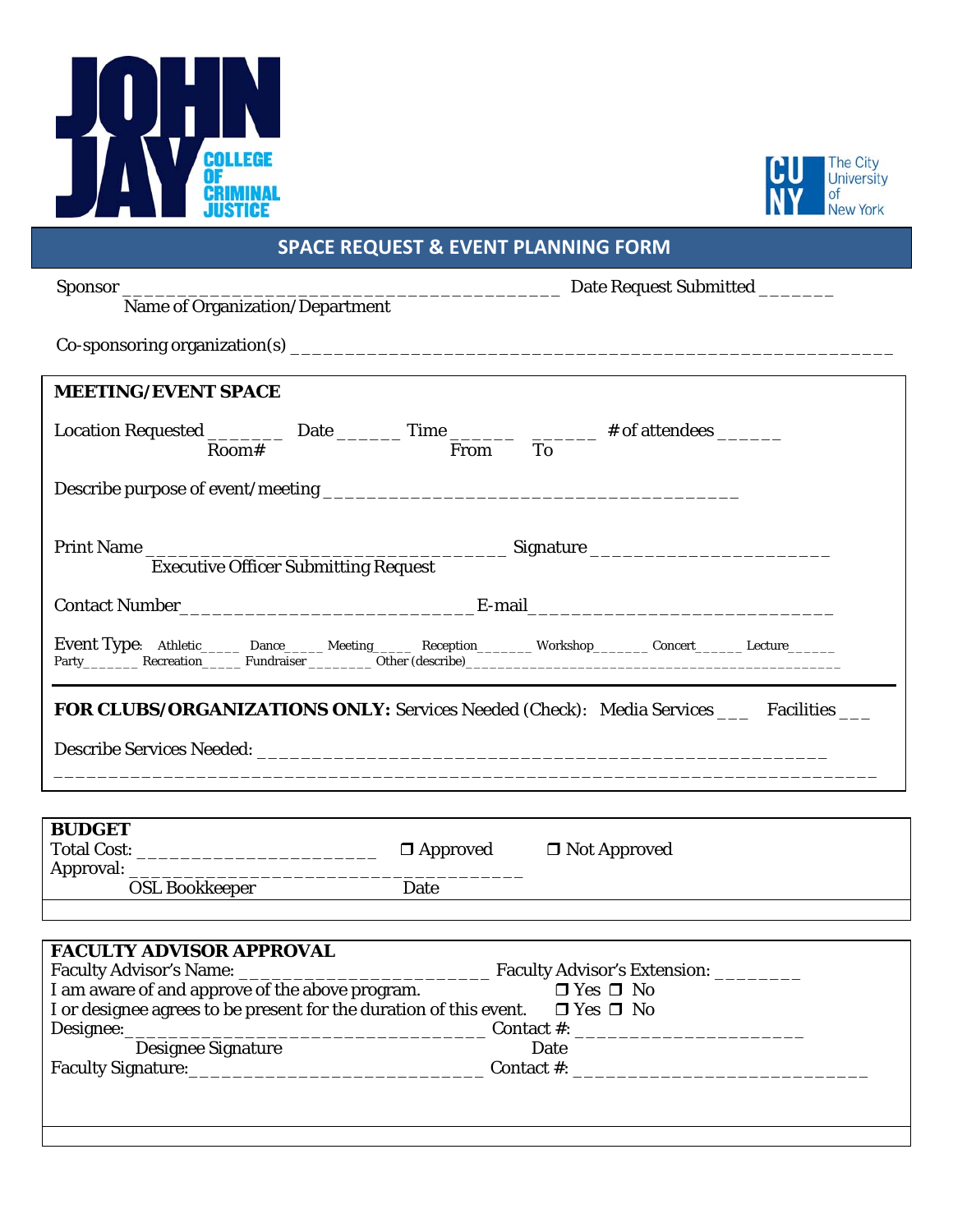JOHN JAY COLLEGE OF CRIMINAL JUSTICE

The City University of New York

# SPACE REQUEST & EVENT PLANNING FORM

Sponsor ________________________________________ Date Request Submitted _______
Name of Organization/Department

Co-sponsoring organization(s) ____________________________________________________

**MEETING/EVENT SPACE**

Location Requested _______ Date ______ Time ______ ______ # of attendees ______
Room# From To

Describe purpose of event/meeting _______________________________________

Print Name ___________________________________ Signature ______________________
Executive Officer Submitting Request

Contact Number_____________________________E-mail____________________________

Event Type: Athletic_____ Dance_____ Meeting_____ Reception_______ Workshop_______ Concert______ Lecture______ Party_______ Recreation_____ Fundraiser ________ Other (describe)_____________________________________________

**FOR CLUBS/ORGANIZATIONS ONLY:** Services Needed (Check): Media Services ___ Facilities ___

Describe Services Needed: _______________________________________________________
_______________________________________________________________________________

**BUDGET**

Total Cost: ________________________ ❒ Approved ❒ Not Approved

Approval: ____________________________________
OSL Bookkeeper Date

**FACULTY ADVISOR APPROVAL**

Faculty Advisor's Name: ________________________ Faculty Advisor's Extension: ________

I am aware of and approve of the above program. ❒ Yes ❒ No

I or designee agrees to be present for the duration of this event. ❒ Yes ❒ No

Designee:___________________________________ Contact #: _____________________
Designee Signature Date

Faculty Signature:____________________________ Contact #: ___________________________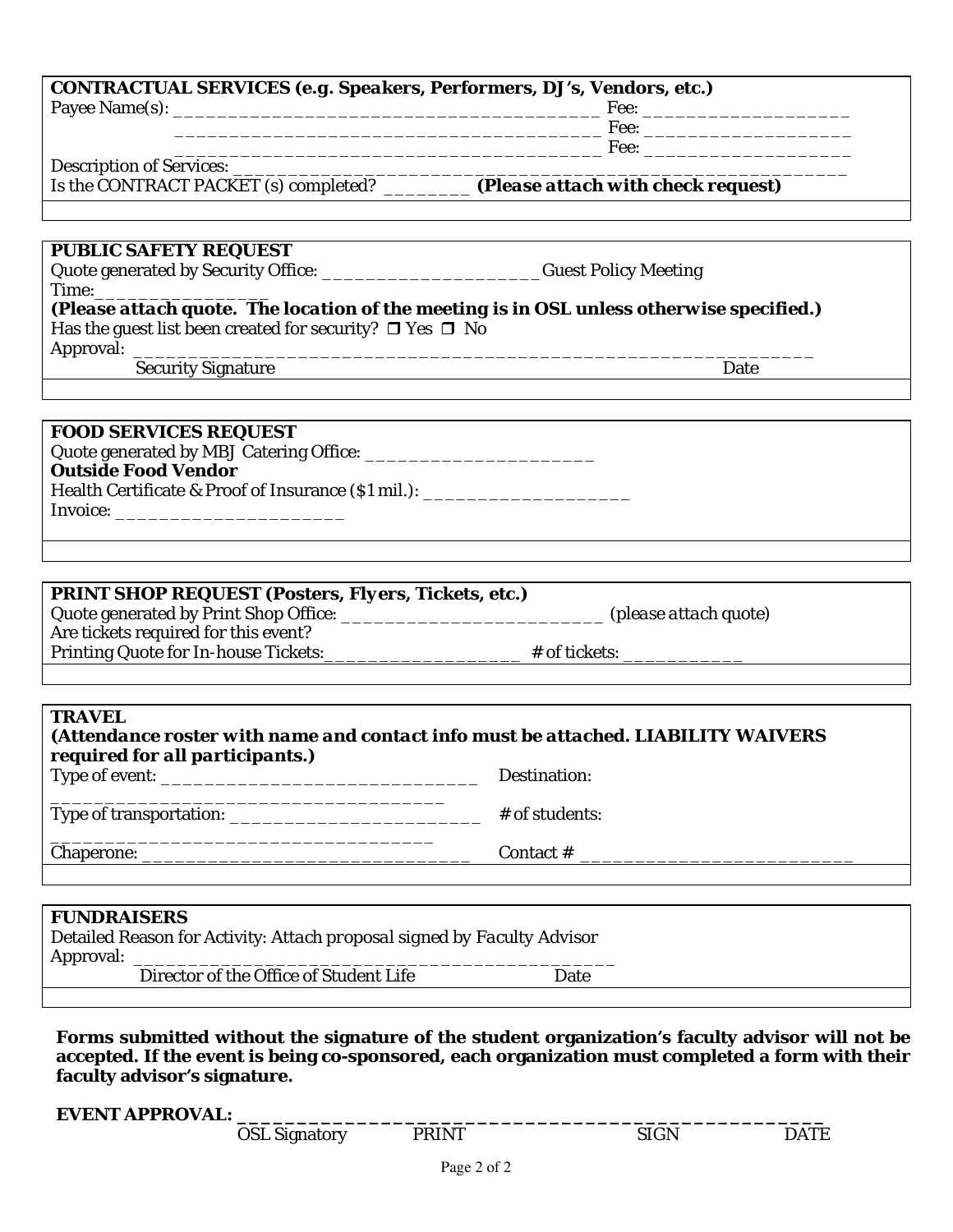**CONTRACTUAL SERVICES (e.g. Speakers, Performers, DJ's, Vendors, etc.)**

Payee Name(s): ________________________________________ Fee: ___________________

________________________________________ Fee: ___________________

________________________________________ Fee: ___________________

Description of Services: ____________________________________________________________

Is the CONTRACT PACKET (s) completed? ________ ***(Please attach with check request)***

---

**PUBLIC SAFETY REQUEST**

Quote generated by Security Office: _____________________ Guest Policy Meeting Time: _______________

***(Please attach quote. The location of the meeting is in OSL unless otherwise specified.)***

Has the guest list been created for security? ❒ Yes ❒ No

Approval: ______________________________________________________________

Security Signature Date

---

**FOOD SERVICES REQUEST**

Quote generated by MBJ Catering Office: _____________________

**Outside Food Vendor**

Health Certificate & Proof of Insurance ($1 mil.): ___________________

Invoice: _____________________

---

**PRINT SHOP REQUEST (Posters, Flyers, Tickets, etc.)**

Quote generated by Print Shop Office: ________________________ *(please attach quote)*

Are tickets required for this event?

Printing Quote for In-house Tickets: __________________ # of tickets: ___________

---

**TRAVEL**

***(Attendance roster with name and contact info must be attached. LIABILITY WAIVERS required for all participants.)***

Type of event: ______________________________ Destination: ____________________________________

Type of transportation: _______________________ # of students: ___________________________________

Chaperone: _______________________________ Contact # ________________________

---

**FUNDRAISERS**

Detailed Reason for Activity: *Attach proposal signed by Faculty Advisor*

Approval: ______________________________________________

Director of the Office of Student Life Date

---

**Forms submitted without the signature of the student organization's faculty advisor will not be accepted. If the event is being co-sponsored, each organization must completed a form with their faculty advisor's signature.**

**EVENT APPROVAL:** ____________________________________________________

OSL Signatory PRINT SIGN DATE